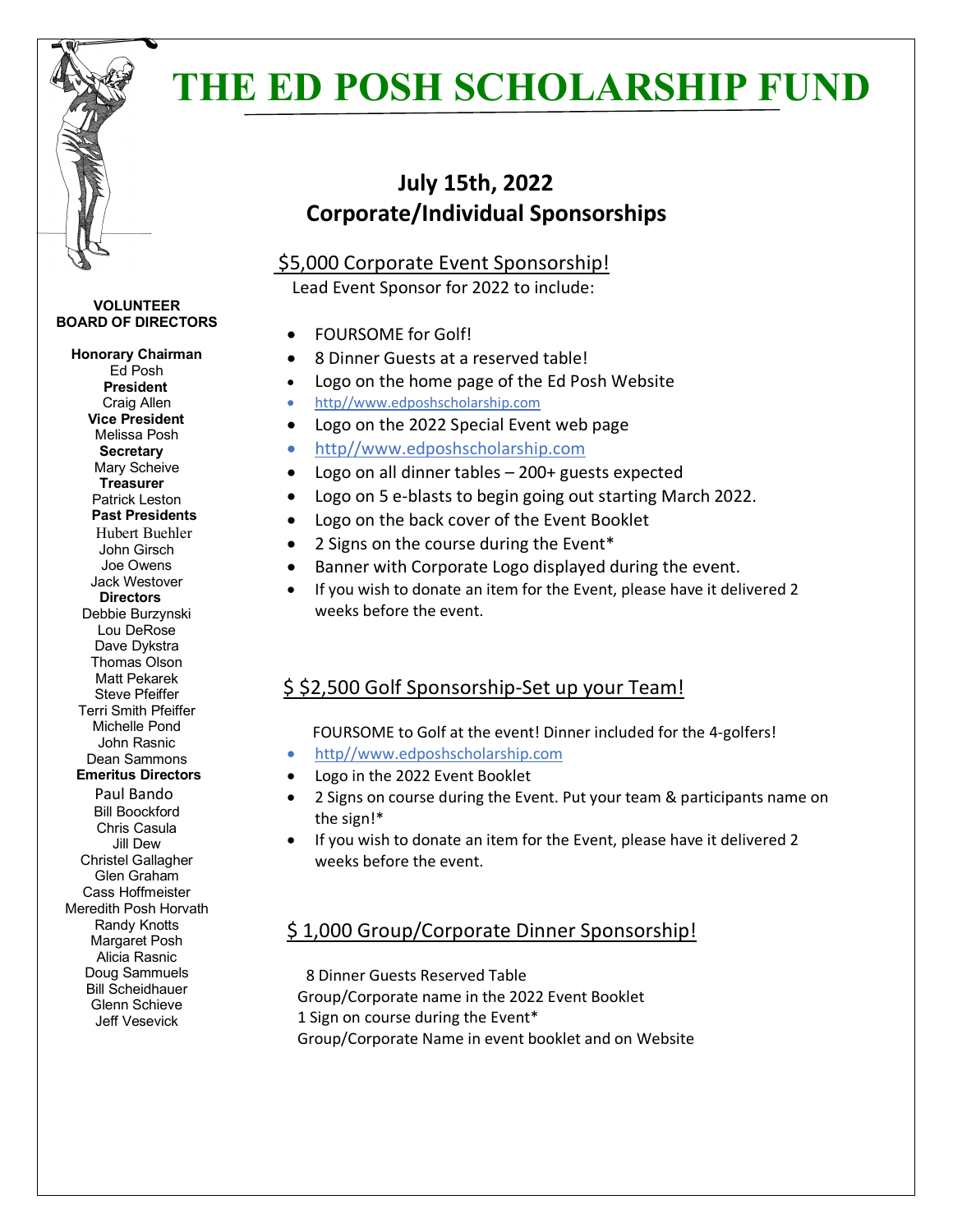# THE ED POSH SCHOLARSHIP FUND

**VOLUNTEER BOARD OF DIRECTORS**

**Honorary Chairman**
Ed Posh
**President**
Craig Allen
**Vice President**
Melissa Posh
**Secretary**
Mary Scheive
**Treasurer**
Patrick Leston
**Past Presidents**
Hubert Buehler
John Girsch
Joe Owens
Jack Westover
**Directors**
Debbie Burzynski
Lou DeRose
Dave Dykstra
Thomas Olson
Matt Pekarek
Steve Pfeiffer
Terri Smith Pfeiffer
Michelle Pond
John Rasnic
Dean Sammons
**Emeritus Directors**
Paul Bando
Bill Boockford
Chris Casula
Jill Dew
Christel Gallagher
Glen Graham
Cass Hoffmeister
Meredith Posh Horvath
Randy Knotts
Margaret Posh
Alicia Rasnic
Doug Sammuels
Bill Scheidhauer
Glenn Schieve
Jeff Vesevick

## July 15th, 2022
## Corporate/Individual Sponsorships

### $5,000 Corporate Event Sponsorship!

Lead Event Sponsor for 2022 to include:

- FOURSOME for Golf!
- 8 Dinner Guests at a reserved table!
- Logo on the home page of the Ed Posh Website
- http//www.edposhscholarship.com
- Logo on the 2022 Special Event web page
- http//www.edposhscholarship.com
- Logo on all dinner tables – 200+ guests expected
- Logo on 5 e-blasts to begin going out starting March 2022.
- Logo on the back cover of the Event Booklet
- 2 Signs on the course during the Event*
- Banner with Corporate Logo displayed during the event.
- If you wish to donate an item for the Event, please have it delivered 2 weeks before the event.

### $ $2,500 Golf Sponsorship-Set up your Team!

FOURSOME to Golf at the event! Dinner included for the 4-golfers!

- http//www.edposhscholarship.com
- Logo in the 2022 Event Booklet
- 2 Signs on course during the Event. Put your team & participants name on the sign!*
- If you wish to donate an item for the Event, please have it delivered 2 weeks before the event.

### $ 1,000 Group/Corporate Dinner Sponsorship!

8 Dinner Guests Reserved Table
Group/Corporate name in the 2022 Event Booklet
1 Sign on course during the Event*
Group/Corporate Name in event booklet and on Website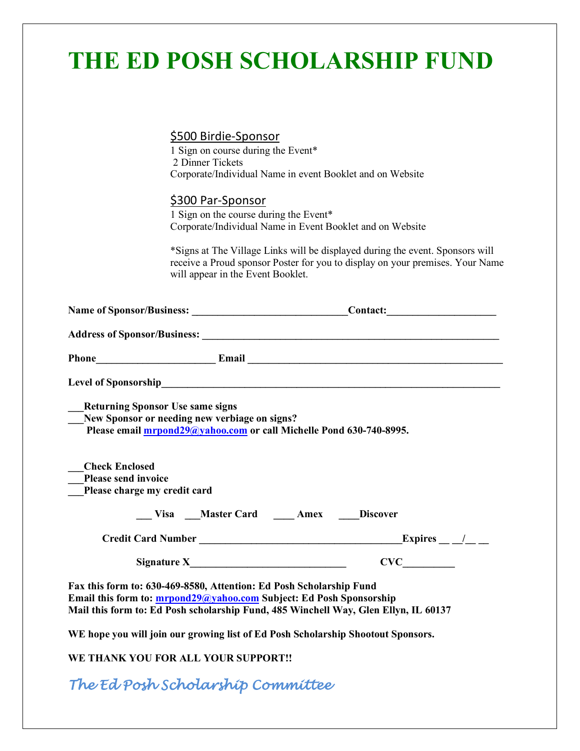# THE ED POSH SCHOLARSHIP FUND

$500 Birdie-Sponsor

1 Sign on course during the Event*
2 Dinner Tickets
Corporate/Individual Name in event Booklet and on Website

$300 Par-Sponsor

1 Sign on the course during the Event*
Corporate/Individual Name in Event Booklet and on Website

*Signs at The Village Links will be displayed during the event. Sponsors will receive a Proud sponsor Poster for you to display on your premises. Your Name will appear in the Event Booklet.

**Name of Sponsor/Business: ______________________________Contact:____________________**

**Address of Sponsor/Business: _________________________________________________________**

**Phone______________________ Email ________________________________________________**

**Level of Sponsorship_________________________________________________________________**

**___Returning Sponsor Use same signs**
**___New Sponsor or needing new verbiage on signs?**
**Please email mrpond29@yahoo.com or call Michelle Pond 630-740-8995.**

**___Check Enclosed**
**___Please send invoice**
**___Please charge my credit card**

**___ Visa ___Master Card ____ Amex ____Discover**

**Credit Card Number ______________________________________Expires __ __/__ __**

**Signature X_____________________________ CVC_________**

**Fax this form to: 630-469-8580, Attention: Ed Posh Scholarship Fund**
**Email this form to: mrpond29@yahoo.com Subject: Ed Posh Sponsorship**
**Mail this form to: Ed Posh scholarship Fund, 485 Winchell Way, Glen Ellyn, IL 60137**

**WE hope you will join our growing list of Ed Posh Scholarship Shootout Sponsors.**

**WE THANK YOU FOR ALL YOUR SUPPORT!!**

*The Ed Posh Scholarship Committee*